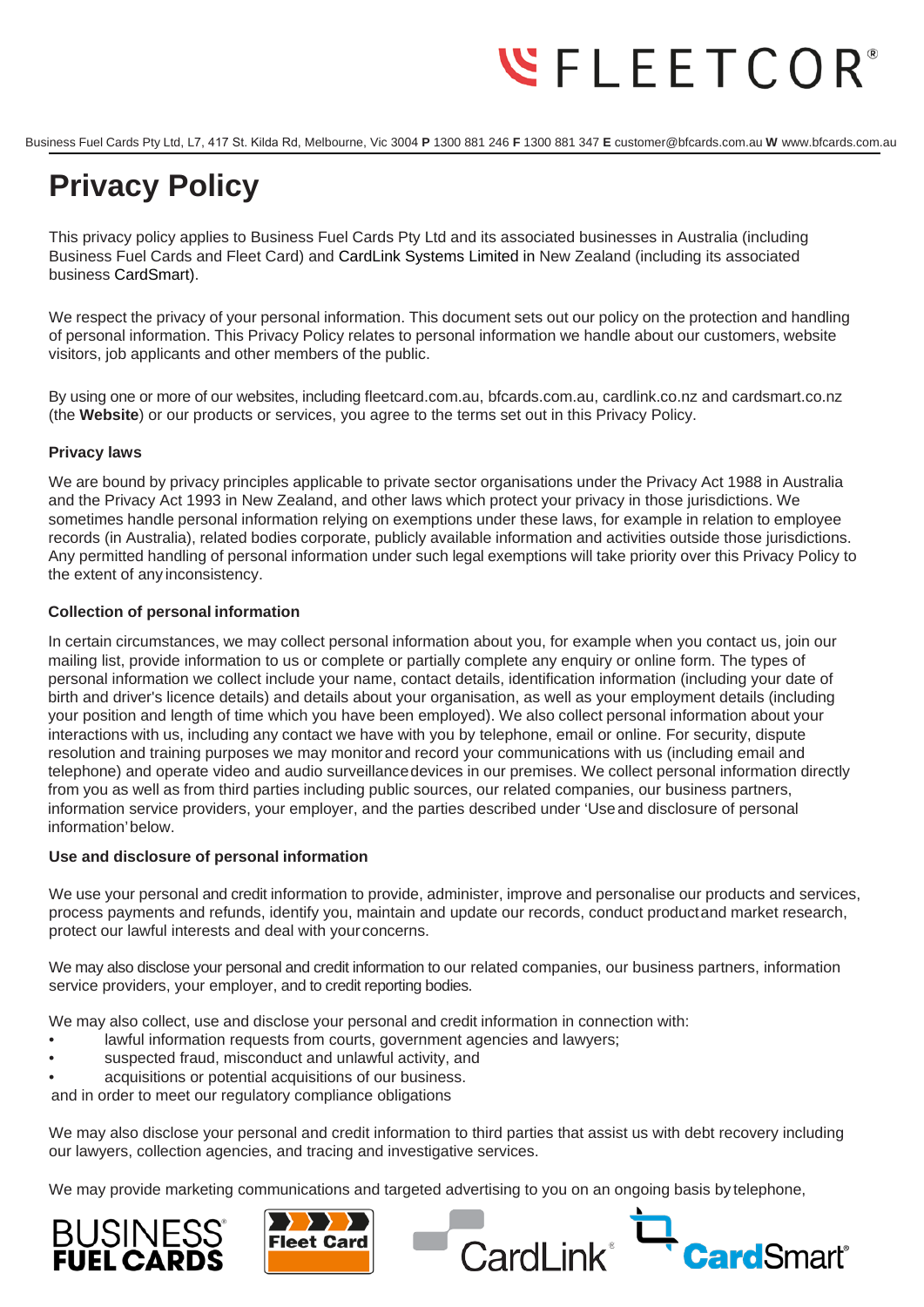Business Fuel Cards Pty Ltd, L7, 417 St. Kilda Rd, Melbourne, Vic 3004 **P** 1300 881 246 **F** 1300 881 347 **E** customer@bfcards.com.au **W** www.bfcards.com.au

# Privacy Policy

This privacy policy applies to Business Fuel Cards Pty Ltd and its associated businesses in Australia (including Business Fuel Cards and Fleet Card) and CardLink Systems Limited in New Zealand (including its associated business CardSmart).

We respect the privacy of your personal information. This document sets out our policy on the protection and handling of personal information. This Privacy Policy relates to personal information we handle about our customers, website visitors, job applicants and other members of the public.

By using one or more of our websites, including fleetcard.com.au, bfcards.com.au, cardlink.co.nz and cardsmart.co.nz (the **Website**) or our products or services, you agree to the terms set out in this Privacy Policy.

### Privacy laws

We are bound by privacy principles applicable to private sector organisations under the Privacy Act 1988 in Australia and the Privacy Act 1993 in New Zealand, and other laws which protect your privacy in those jurisdictions. We sometimes handle personal information relying on exemptions under these laws, for example in relation to employee records (in Australia), related bodies corporate, publicly available information and activities outside those jurisdictions. Any permitted handling of personal information under such legal exemptions will take priority over this Privacy Policy to the extent of any inconsistency.

### Collection of personal information

In certain circumstances, we may collect personal information about you, for example when you contact us, join our mailing list, provide information to us or complete or partially complete any enquiry or online form. The types of personal information we collect include your name, contact details, identification information (including your date of birth and driver's licence details) and details about your organisation, as well as your employment details (including your position and length of time which you have been employed). We also collect personal information about your interactions with us, including any contact we have with you by telephone, email or online. For security, dispute resolution and training purposes we may monitor and record your communications with us (including email and telephone) and operate video and audio surveillance devices in our premises. We collect personal information directly from you as well as from third parties including public sources, our related companies, our business partners, information service providers, your employer, and the parties described under 'Use and disclosure of personal information' below.

### Use and disclosure of personal information

We use your personal and credit information to provide, administer, improve and personalise our products and services, process payments and refunds, identify you, maintain and update our records, conduct product and market research, protect our lawful interests and deal with your concerns.

We may also disclose your personal and credit information to our related companies, our business partners, information service providers, your employer, and to credit reporting bodies.

We may also collect, use and disclose your personal and credit information in connection with:

- lawful information requests from courts, government agencies and lawyers;
- suspected fraud, misconduct and unlawful activity, and
- acquisitions or potential acquisitions of our business.

and in order to meet our regulatory compliance obligations

We may also disclose your personal and credit information to third parties that assist us with debt recovery including our lawyers, collection agencies, and tracing and investigative services.

We may provide marketing communications and targeted advertising to you on an ongoing basis by telephone,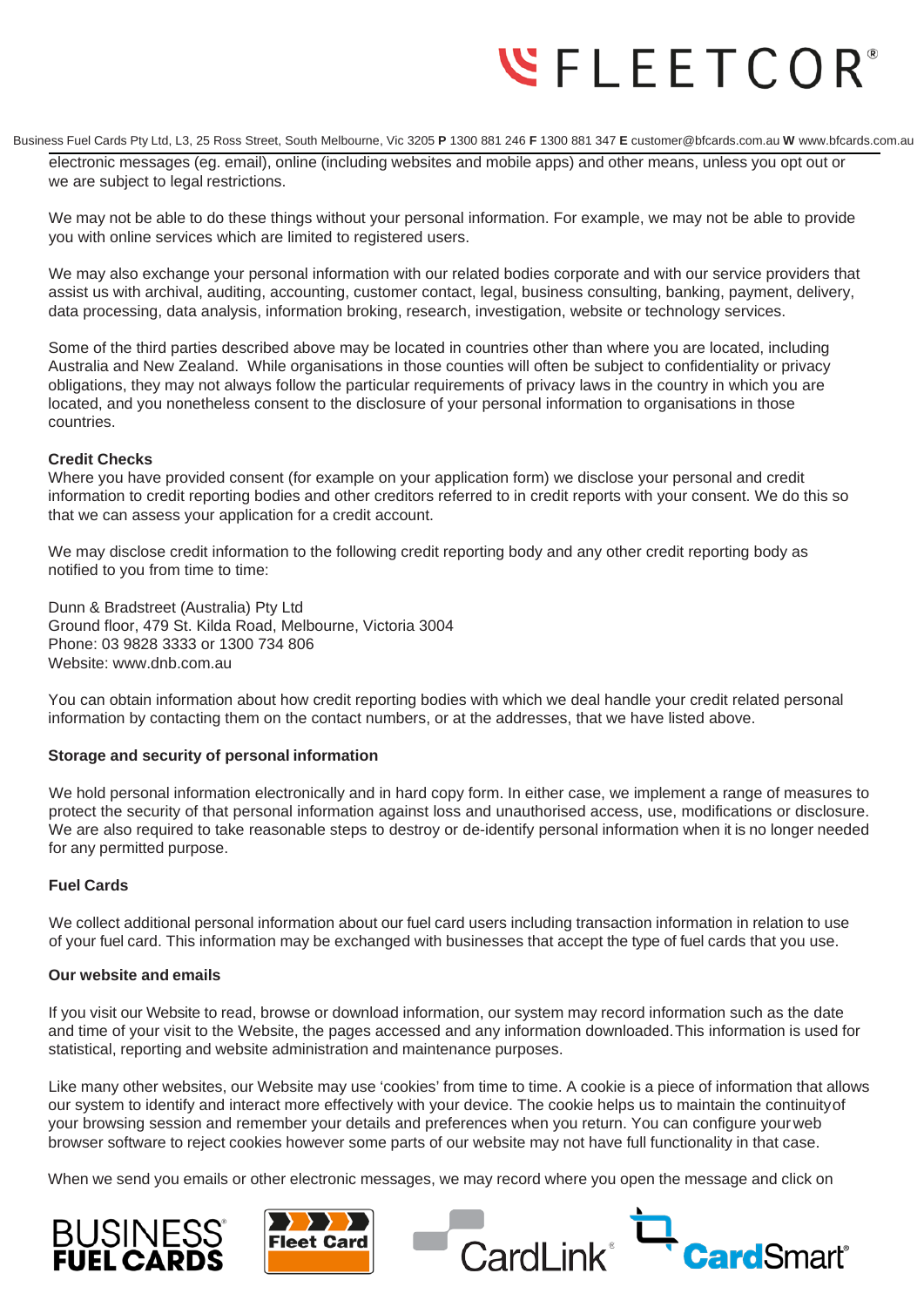electronic messages (eg. email), online (including websites and mobile apps) and other means, unless you opt out or we are subject to legal restrictions.

We may not be able to do these things without your personal information. For example, we may not be able to provide you with online services which are limited to registered users.

We may also exchange your personal information with our related bodies corporate and with our service providers that assist us with archival, auditing, accounting, customer contact, legal, business consulting, banking, payment, delivery, data processing, data analysis, information broking, research, investigation, website or technology services.

Some of the third parties described above may be located in countries other than where you are located, including Australia and New Zealand. While organisations in those counties will often be subject to confidentiality or privacy obligations, they may not always follow the particular requirements of privacy laws in the country in which you are located, and you nonetheless consent to the disclosure of your personal information to organisations in those countries.

**Credit Checks**

Where you have provided consent (for example on your application form) we disclose your personal and credit information to credit reporting bodies and other creditors referred to in credit reports with your consent. We do this so that we can assess your application for a credit account.

We may disclose credit information to the following credit reporting body and any other credit reporting body as notified to you from time to time:

Dunn & Bradstreet (Australia) Pty Ltd
Ground floor, 479 St. Kilda Road, Melbourne, Victoria 3004
Phone: 03 9828 3333 or 1300 734 806
Website: www.dnb.com.au

You can obtain information about how credit reporting bodies with which we deal handle your credit related personal information by contacting them on the contact numbers, or at the addresses, that we have listed above.

**Storage and security of personal information**

We hold personal information electronically and in hard copy form. In either case, we implement a range of measures to protect the security of that personal information against loss and unauthorised access, use, modifications or disclosure. We are also required to take reasonable steps to destroy or de-identify personal information when it is no longer needed for any permitted purpose.

**Fuel Cards**

We collect additional personal information about our fuel card users including transaction information in relation to use of your fuel card. This information may be exchanged with businesses that accept the type of fuel cards that you use.

**Our website and emails**

If you visit our Website to read, browse or download information, our system may record information such as the date and time of your visit to the Website, the pages accessed and any information downloaded. This information is used for statistical, reporting and website administration and maintenance purposes.

Like many other websites, our Website may use 'cookies' from time to time. A cookie is a piece of information that allows our system to identify and interact more effectively with your device. The cookie helps us to maintain the continuity of your browsing session and remember your details and preferences when you return. You can configure your web browser software to reject cookies however some parts of our website may not have full functionality in that case.

When we send you emails or other electronic messages, we may record where you open the message and click on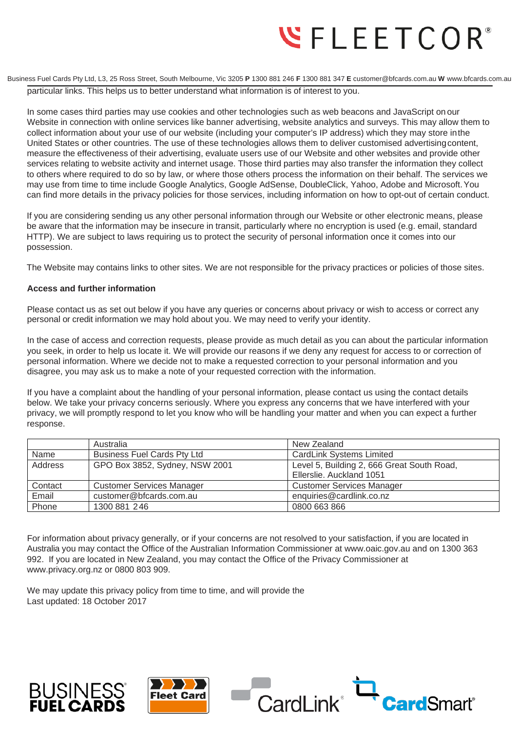particular links. This helps us to better understand what information is of interest to you.

In some cases third parties may use cookies and other technologies such as web beacons and JavaScript on our Website in connection with online services like banner advertising, website analytics and surveys. This may allow them to collect information about your use of our website (including your computer's IP address) which they may store in the United States or other countries. The use of these technologies allows them to deliver customised advertising content, measure the effectiveness of their advertising, evaluate users use of our Website and other websites and provide other services relating to website activity and internet usage. Those third parties may also transfer the information they collect to others where required to do so by law, or where those others process the information on their behalf. The services we may use from time to time include Google Analytics, Google AdSense, DoubleClick, Yahoo, Adobe and Microsoft. You can find more details in the privacy policies for those services, including information on how to opt-out of certain conduct.

If you are considering sending us any other personal information through our Website or other electronic means, please be aware that the information may be insecure in transit, particularly where no encryption is used (e.g. email, standard HTTP). We are subject to laws requiring us to protect the security of personal information once it comes into our possession.

The Website may contains links to other sites. We are not responsible for the privacy practices or policies of those sites.

**Access and further information**

Please contact us as set out below if you have any queries or concerns about privacy or wish to access or correct any personal or credit information we may hold about you. We may need to verify your identity.

In the case of access and correction requests, please provide as much detail as you can about the particular information you seek, in order to help us locate it. We will provide our reasons if we deny any request for access to or correction of personal information. Where we decide not to make a requested correction to your personal information and you disagree, you may ask us to make a note of your requested correction with the information.

If you have a complaint about the handling of your personal information, please contact us using the contact details below. We take your privacy concerns seriously. Where you express any concerns that we have interfered with your privacy, we will promptly respond to let you know who will be handling your matter and when you can expect a further response.

| | Australia | New Zealand |
|---|---|---|
| Name | Business Fuel Cards Pty Ltd | CardLink Systems Limited |
| Address | GPO Box 3852, Sydney, NSW 2001 | Level 5, Building 2, 666 Great South Road, Ellerslie. Auckland 1051 |
| Contact | Customer Services Manager | Customer Services Manager |
| Email | customer@bfcards.com.au | enquiries@cardlink.co.nz |
| Phone | 1300 881 246 | 0800 663 866 |

For information about privacy generally, or if your concerns are not resolved to your satisfaction, if you are located in Australia you may contact the Office of the Australian Information Commissioner at www.oaic.gov.au and on 1300 363 992. If you are located in New Zealand, you may contact the Office of the Privacy Commissioner at www.privacy.org.nz or 0800 803 909.

We may update this privacy policy from time to time, and will provide the
Last updated: 18 October 2017